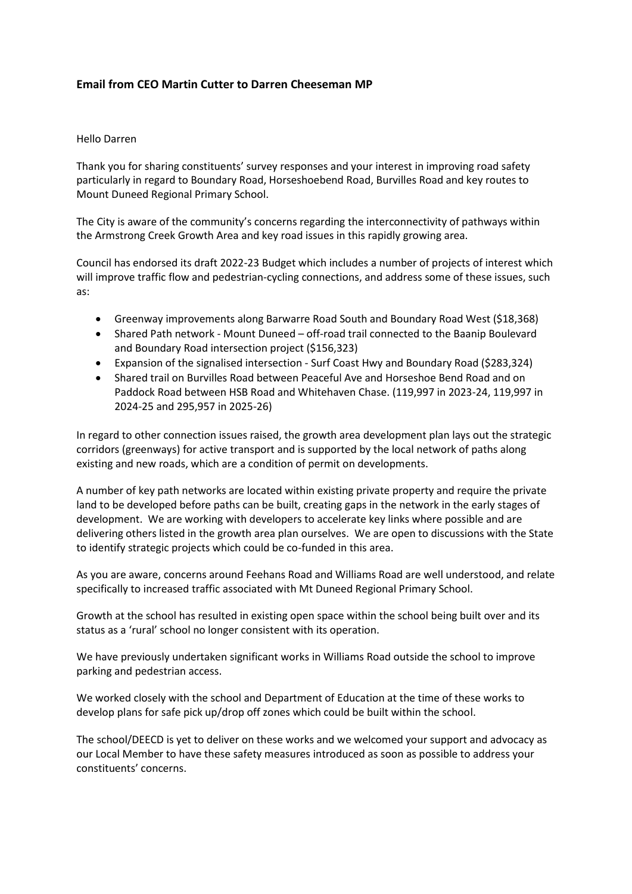**Email from CEO Martin Cutter to Darren Cheeseman MP**

Hello Darren

Thank you for sharing constituents' survey responses and your interest in improving road safety particularly in regard to Boundary Road, Horseshoebend Road, Burvilles Road and key routes to Mount Duneed Regional Primary School.

The City is aware of the community's concerns regarding the interconnectivity of pathways within the Armstrong Creek Growth Area and key road issues in this rapidly growing area.

Council has endorsed its draft 2022-23 Budget which includes a number of projects of interest which will improve traffic flow and pedestrian-cycling connections, and address some of these issues, such as:

- Greenway improvements along Barwarre Road South and Boundary Road West ($18,368)
- Shared Path network - Mount Duneed – off-road trail connected to the Baanip Boulevard and Boundary Road intersection project ($156,323)
- Expansion of the signalised intersection - Surf Coast Hwy and Boundary Road ($283,324)
- Shared trail on Burvilles Road between Peaceful Ave and Horseshoe Bend Road and on Paddock Road between HSB Road and Whitehaven Chase. (119,997 in 2023-24, 119,997 in 2024-25 and 295,957 in 2025-26)

In regard to other connection issues raised, the growth area development plan lays out the strategic corridors (greenways) for active transport and is supported by the local network of paths along existing and new roads, which are a condition of permit on developments.

A number of key path networks are located within existing private property and require the private land to be developed before paths can be built, creating gaps in the network in the early stages of development. We are working with developers to accelerate key links where possible and are delivering others listed in the growth area plan ourselves. We are open to discussions with the State to identify strategic projects which could be co-funded in this area.

As you are aware, concerns around Feehans Road and Williams Road are well understood, and relate specifically to increased traffic associated with Mt Duneed Regional Primary School.

Growth at the school has resulted in existing open space within the school being built over and its status as a 'rural' school no longer consistent with its operation.

We have previously undertaken significant works in Williams Road outside the school to improve parking and pedestrian access.

We worked closely with the school and Department of Education at the time of these works to develop plans for safe pick up/drop off zones which could be built within the school.

The school/DEECD is yet to deliver on these works and we welcomed your support and advocacy as our Local Member to have these safety measures introduced as soon as possible to address your constituents' concerns.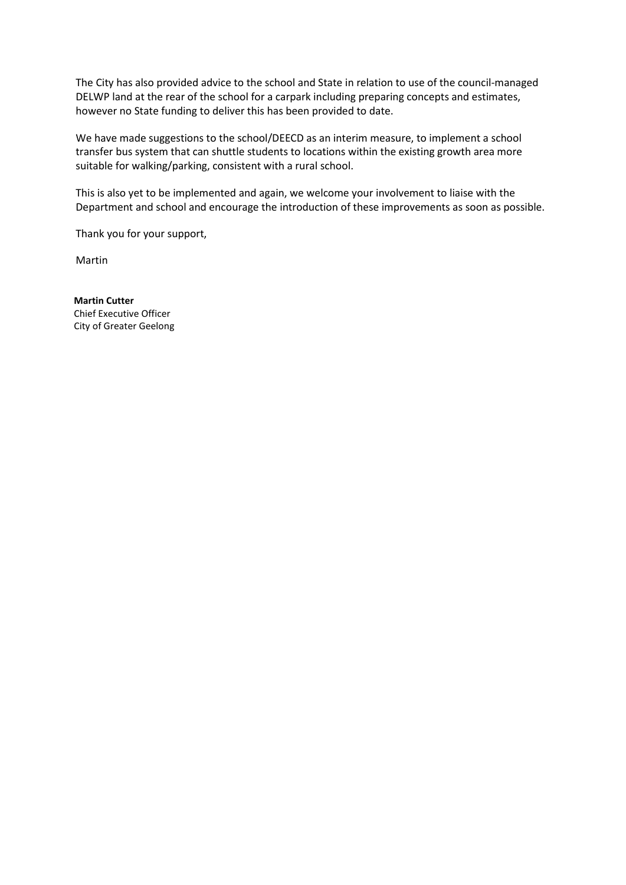The City has also provided advice to the school and State in relation to use of the council-managed DELWP land at the rear of the school for a carpark including preparing concepts and estimates, however no State funding to deliver this has been provided to date.

We have made suggestions to the school/DEECD as an interim measure, to implement a school transfer bus system that can shuttle students to locations within the existing growth area more suitable for walking/parking, consistent with a rural school.

This is also yet to be implemented and again, we welcome your involvement to liaise with the Department and school and encourage the introduction of these improvements as soon as possible.

Thank you for your support,

Martin

**Martin Cutter**
Chief Executive Officer
City of Greater Geelong